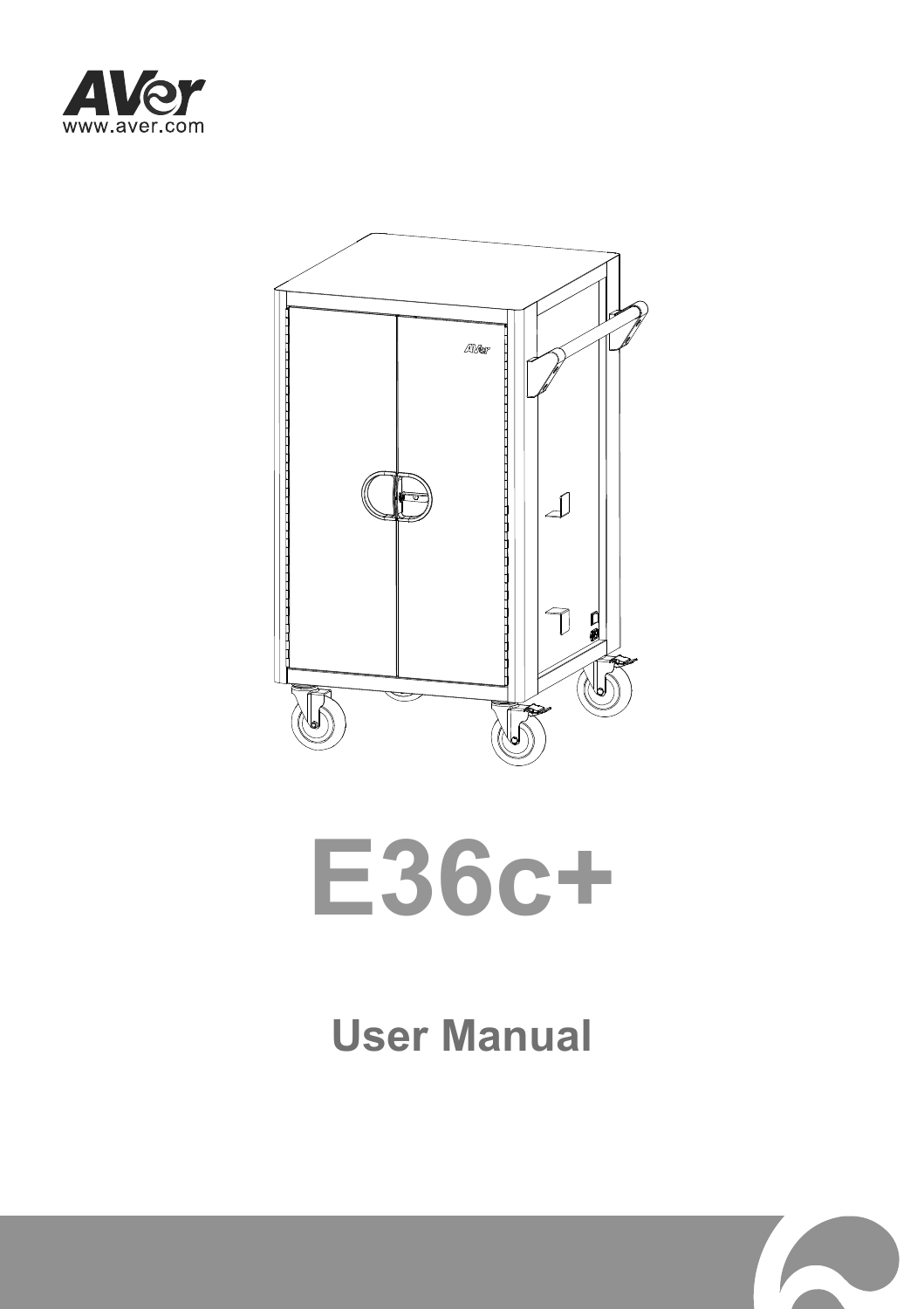AVer
www.aver.com

# E36c+

## User Manual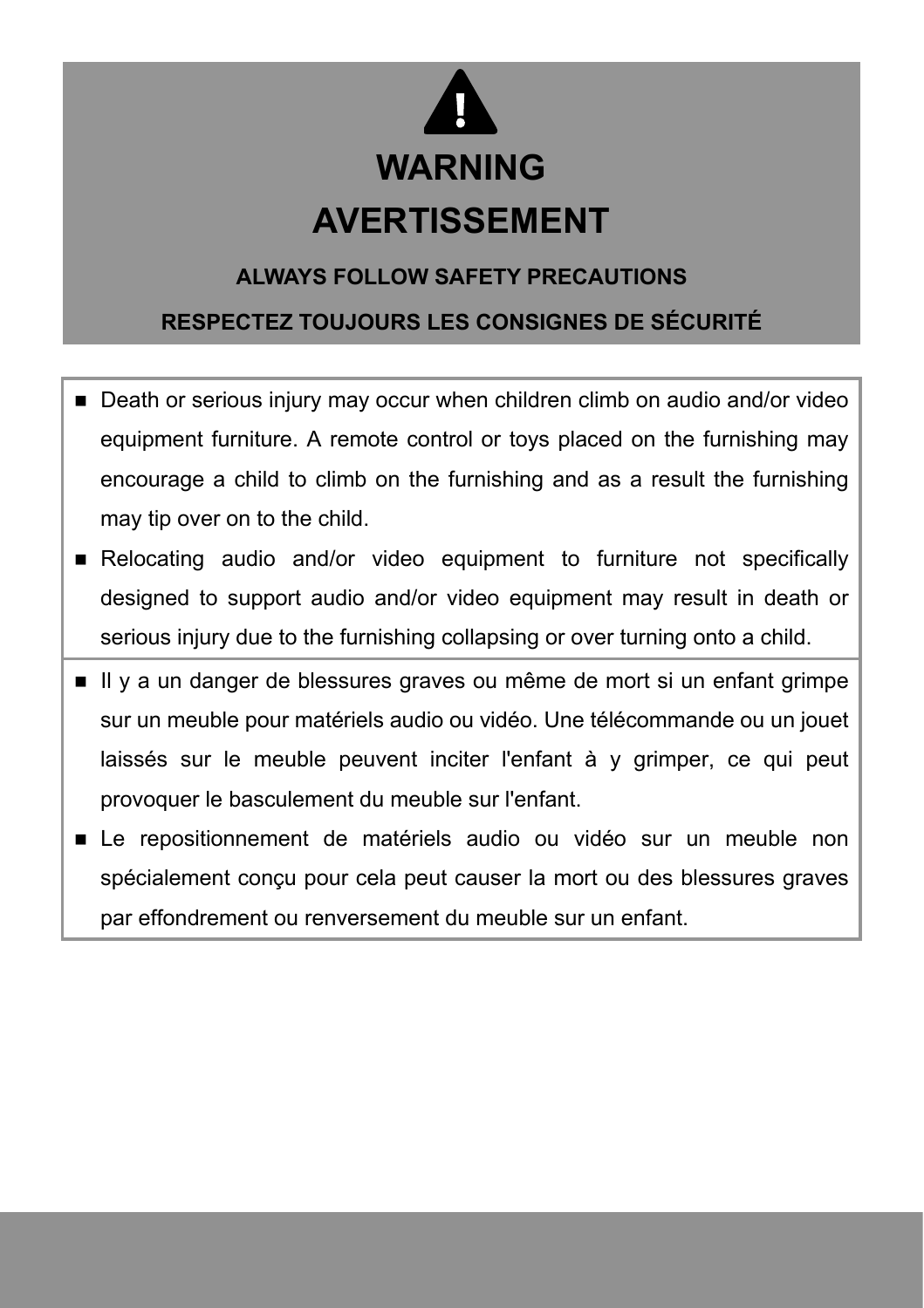# WARNING

# AVERTISSEMENT

**ALWAYS FOLLOW SAFETY PRECAUTIONS**

**RESPECTEZ TOUJOURS LES CONSIGNES DE SÉCURITÉ**

- Death or serious injury may occur when children climb on audio and/or video equipment furniture. A remote control or toys placed on the furnishing may encourage a child to climb on the furnishing and as a result the furnishing may tip over on to the child.
- Relocating audio and/or video equipment to furniture not specifically designed to support audio and/or video equipment may result in death or serious injury due to the furnishing collapsing or over turning onto a child.

- Il y a un danger de blessures graves ou même de mort si un enfant grimpe sur un meuble pour matériels audio ou vidéo. Une télécommande ou un jouet laissés sur le meuble peuvent inciter l'enfant à y grimper, ce qui peut provoquer le basculement du meuble sur l'enfant.
- Le repositionnement de matériels audio ou vidéo sur un meuble non spécialement conçu pour cela peut causer la mort ou des blessures graves par effondrement ou renversement du meuble sur un enfant.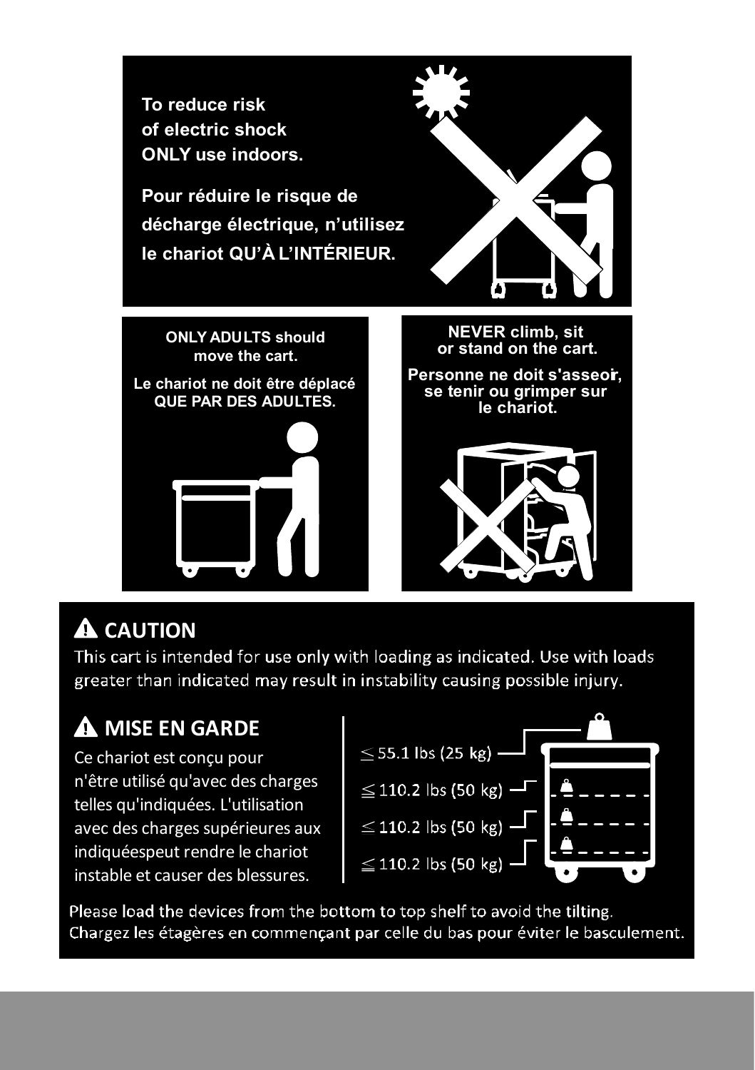**To reduce risk of electric shock ONLY use indoors.**

**Pour réduire le risque de décharge électrique, n’utilisez le chariot QU’À L’INTÉRIEUR.**

**ONLY ADULTS should move the cart.**

**Le chariot ne doit être déplacé QUE PAR DES ADULTES.**

**NEVER climb, sit or stand on the cart.**

**Personne ne doit s'asseoir, se tenir ou grimper sur le chariot.**

## ⚠ CAUTION

This cart is intended for use only with loading as indicated. Use with loads greater than indicated may result in instability causing possible injury.

## ⚠ MISE EN GARDE

Ce chariot est conçu pour n'être utilisé qu'avec des charges telles qu'indiquées. L'utilisation avec des charges supérieures aux indiquéespeut rendre le chariot instable et causer des blessures.

- ≤ 55.1 lbs (25 kg)
- ≦ 110.2 lbs (50 kg)
- ≤ 110.2 lbs (50 kg)
- ≦ 110.2 lbs (50 kg)

Please load the devices from the bottom to top shelf to avoid the tilting.
Chargez les étagères en commençant par celle du bas pour éviter le basculement.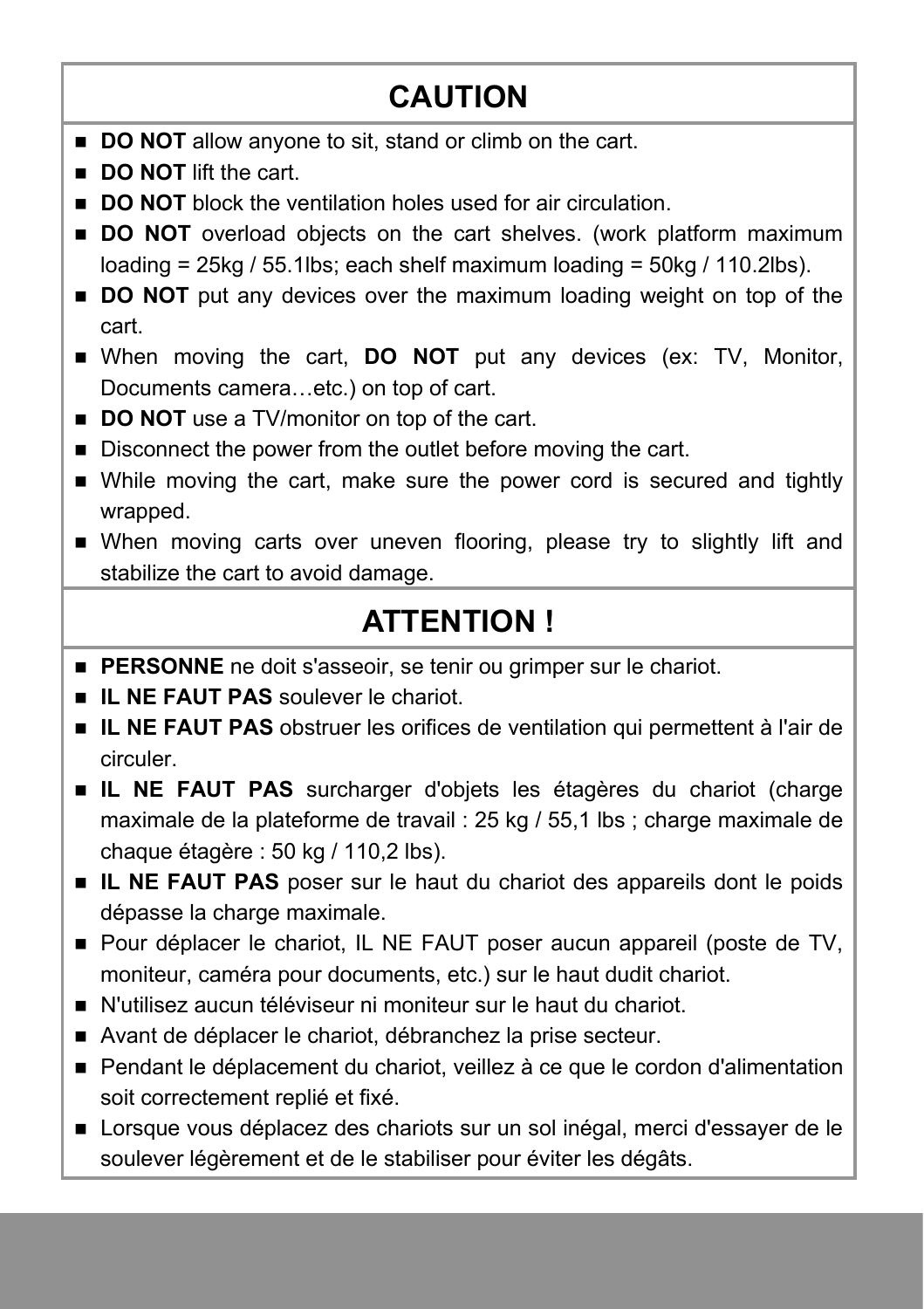## CAUTION

- **DO NOT** allow anyone to sit, stand or climb on the cart.
- **DO NOT** lift the cart.
- **DO NOT** block the ventilation holes used for air circulation.
- **DO NOT** overload objects on the cart shelves. (work platform maximum loading = 25kg / 55.1lbs; each shelf maximum loading = 50kg / 110.2lbs).
- **DO NOT** put any devices over the maximum loading weight on top of the cart.
- When moving the cart, **DO NOT** put any devices (ex: TV, Monitor, Documents camera…etc.) on top of cart.
- **DO NOT** use a TV/monitor on top of the cart.
- Disconnect the power from the outlet before moving the cart.
- While moving the cart, make sure the power cord is secured and tightly wrapped.
- When moving carts over uneven flooring, please try to slightly lift and stabilize the cart to avoid damage.

## ATTENTION !

- **PERSONNE** ne doit s'asseoir, se tenir ou grimper sur le chariot.
- **IL NE FAUT PAS** soulever le chariot.
- **IL NE FAUT PAS** obstruer les orifices de ventilation qui permettent à l'air de circuler.
- **IL NE FAUT PAS** surcharger d'objets les étagères du chariot (charge maximale de la plateforme de travail : 25 kg / 55,1 lbs ; charge maximale de chaque étagère : 50 kg / 110,2 lbs).
- **IL NE FAUT PAS** poser sur le haut du chariot des appareils dont le poids dépasse la charge maximale.
- Pour déplacer le chariot, IL NE FAUT poser aucun appareil (poste de TV, moniteur, caméra pour documents, etc.) sur le haut dudit chariot.
- N'utilisez aucun téléviseur ni moniteur sur le haut du chariot.
- Avant de déplacer le chariot, débranchez la prise secteur.
- Pendant le déplacement du chariot, veillez à ce que le cordon d'alimentation soit correctement replié et fixé.
- Lorsque vous déplacez des chariots sur un sol inégal, merci d'essayer de le soulever légèrement et de le stabiliser pour éviter les dégâts.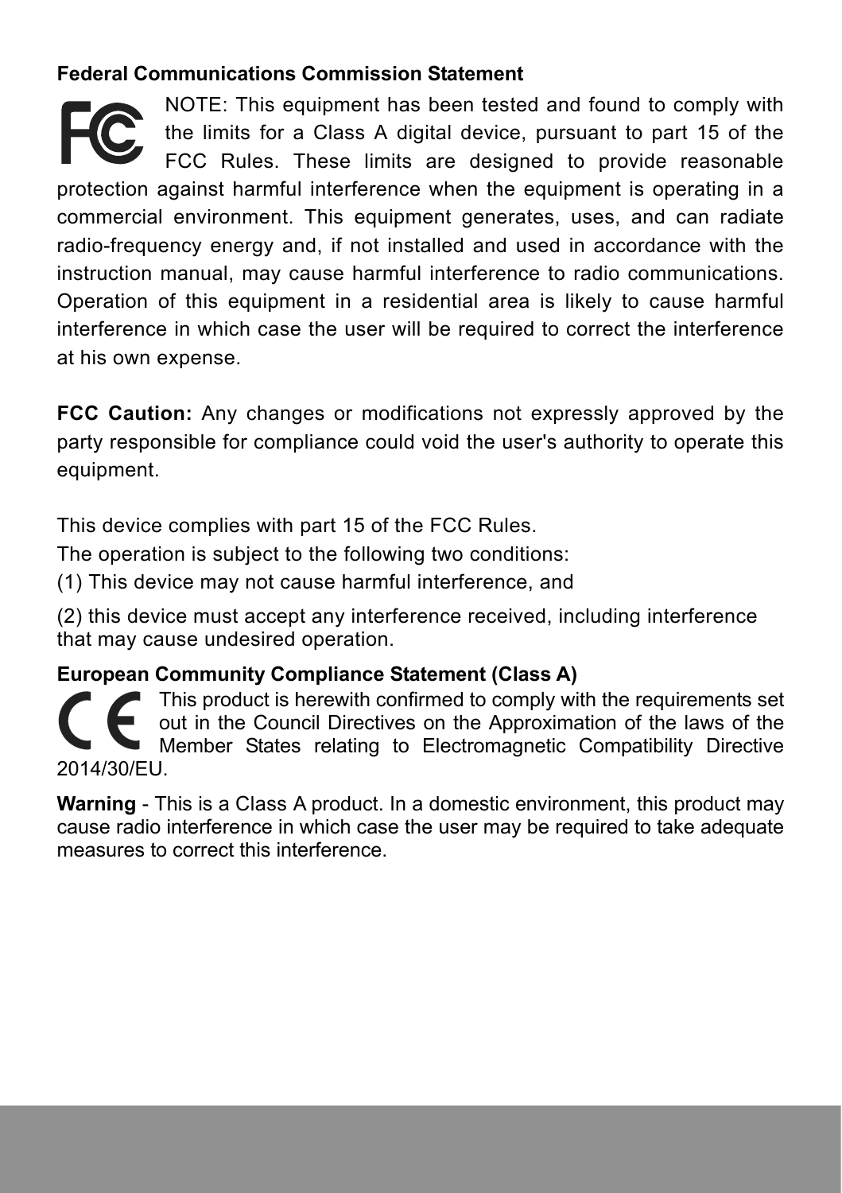**Federal Communications Commission Statement**

NOTE: This equipment has been tested and found to comply with the limits for a Class A digital device, pursuant to part 15 of the FCC Rules. These limits are designed to provide reasonable protection against harmful interference when the equipment is operating in a commercial environment. This equipment generates, uses, and can radiate radio-frequency energy and, if not installed and used in accordance with the instruction manual, may cause harmful interference to radio communications. Operation of this equipment in a residential area is likely to cause harmful interference in which case the user will be required to correct the interference at his own expense.

**FCC Caution:** Any changes or modifications not expressly approved by the party responsible for compliance could void the user's authority to operate this equipment.

This device complies with part 15 of the FCC Rules.
The operation is subject to the following two conditions:
(1) This device may not cause harmful interference, and
(2) this device must accept any interference received, including interference that may cause undesired operation.

**European Community Compliance Statement (Class A)**

This product is herewith confirmed to comply with the requirements set out in the Council Directives on the Approximation of the laws of the Member States relating to Electromagnetic Compatibility Directive 2014/30/EU.

**Warning** - This is a Class A product. In a domestic environment, this product may cause radio interference in which case the user may be required to take adequate measures to correct this interference.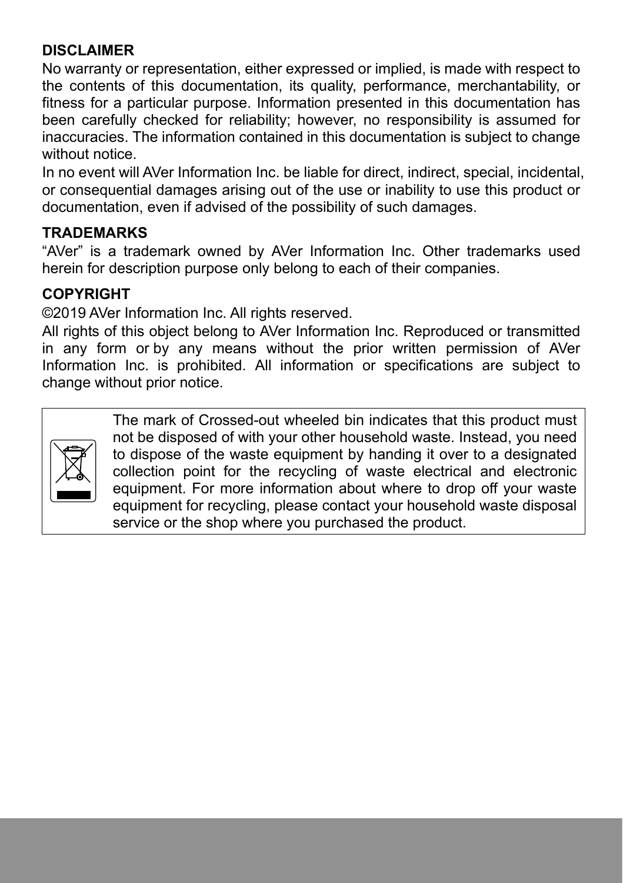**DISCLAIMER**

No warranty or representation, either expressed or implied, is made with respect to the contents of this documentation, its quality, performance, merchantability, or fitness for a particular purpose. Information presented in this documentation has been carefully checked for reliability; however, no responsibility is assumed for inaccuracies. The information contained in this documentation is subject to change without notice.

In no event will AVer Information Inc. be liable for direct, indirect, special, incidental, or consequential damages arising out of the use or inability to use this product or documentation, even if advised of the possibility of such damages.

**TRADEMARKS**

"AVer" is a trademark owned by AVer Information Inc. Other trademarks used herein for description purpose only belong to each of their companies.

**COPYRIGHT**

©2019 AVer Information Inc. All rights reserved.

All rights of this object belong to AVer Information Inc. Reproduced or transmitted in any form or by any means without the prior written permission of AVer Information Inc. is prohibited. All information or specifications are subject to change without prior notice.

The mark of Crossed-out wheeled bin indicates that this product must not be disposed of with your other household waste. Instead, you need to dispose of the waste equipment by handing it over to a designated collection point for the recycling of waste electrical and electronic equipment. For more information about where to drop off your waste equipment for recycling, please contact your household waste disposal service or the shop where you purchased the product.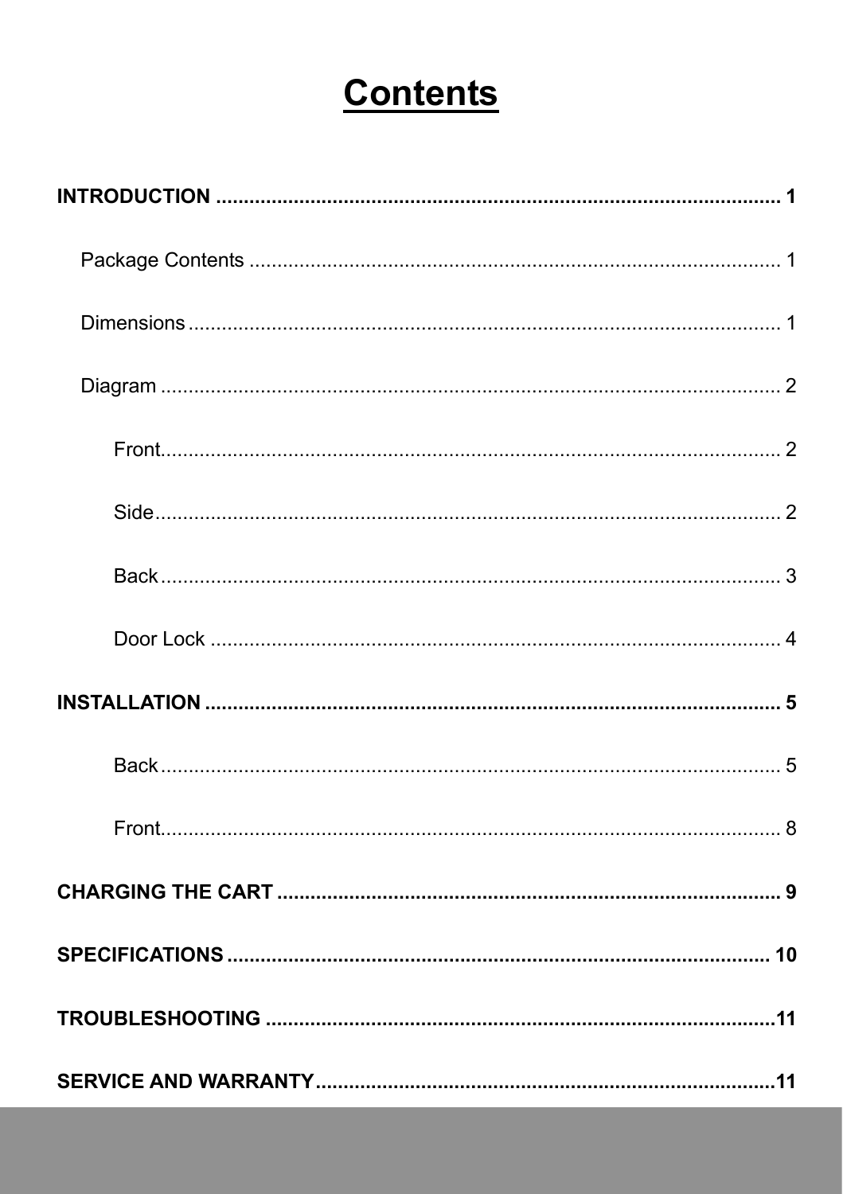# Contents

**INTRODUCTION ..................................................................................................... 1**

Package Contents ................................................................................................ 1

Dimensions ........................................................................................................... 1

Diagram ................................................................................................................. 2

Front................................................................................................................. 2

Side.................................................................................................................. 2

Back................................................................................................................. 3

Door Lock ........................................................................................................ 4

**INSTALLATION ........................................................................................................ 5**

Back................................................................................................................. 5

Front................................................................................................................. 8

**CHARGING THE CART ........................................................................................... 9**

**SPECIFICATIONS ................................................................................................... 10**

**TROUBLESHOOTING .............................................................................................11**

**SERVICE AND WARRANTY...................................................................................11**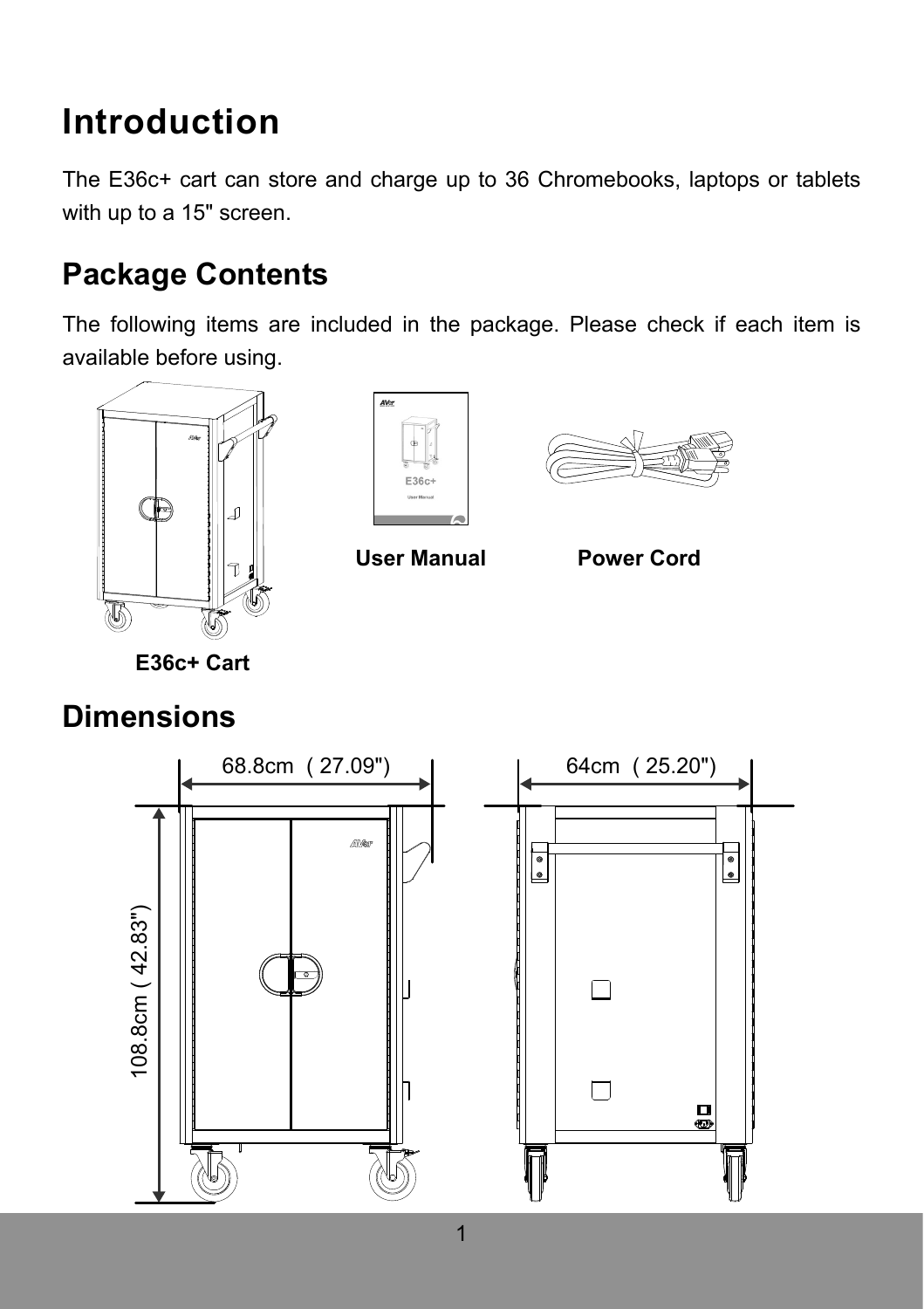# Introduction

The E36c+ cart can store and charge up to 36 Chromebooks, laptops or tablets with up to a 15" screen.

## Package Contents

The following items are included in the package. Please check if each item is available before using.

**E36c+ Cart**

**User Manual**

**Power Cord**

## Dimensions

68.8cm ( 27.09")

64cm ( 25.20")

108.8cm ( 42.83")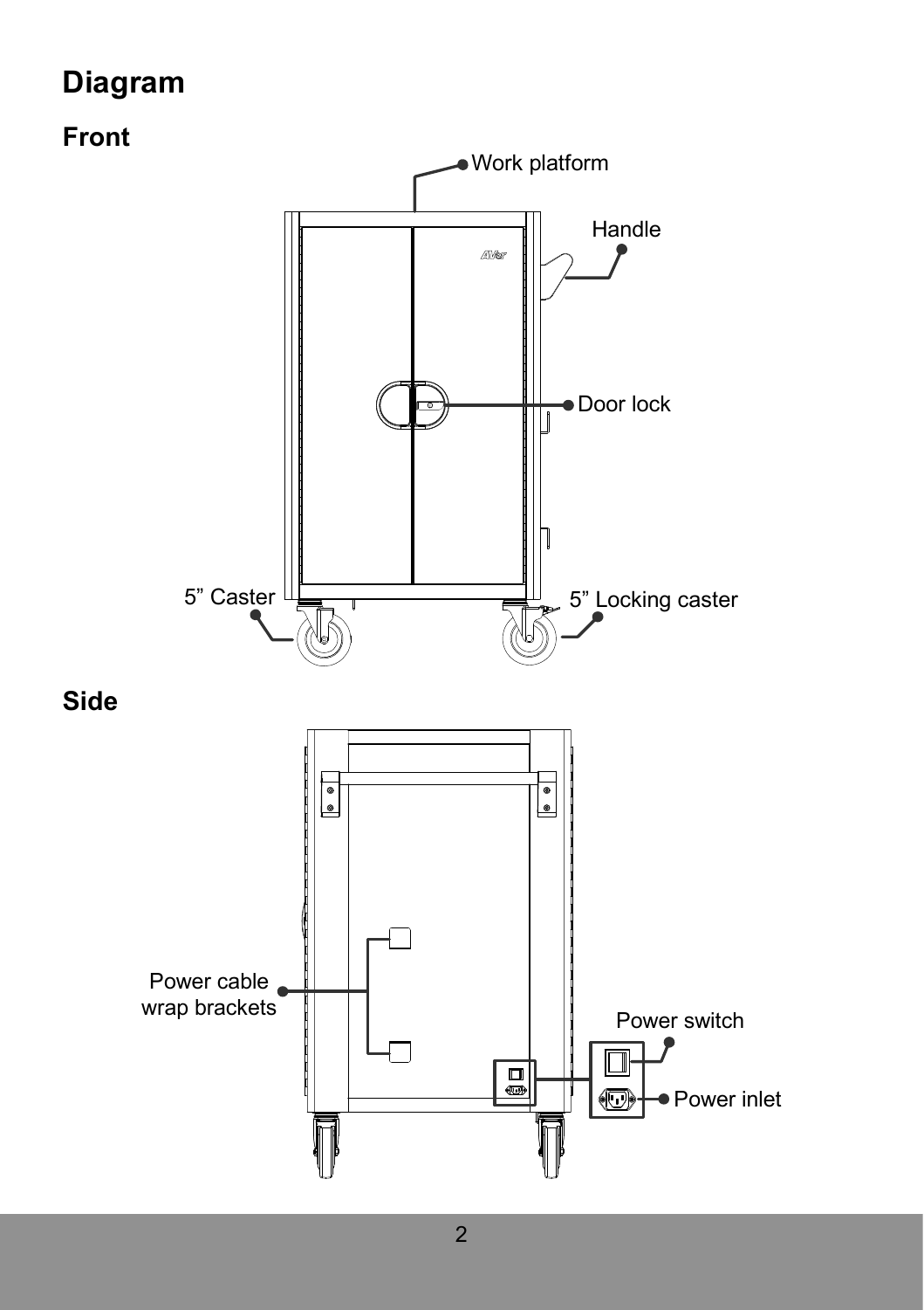# Diagram

## Front

Work platform

Handle

Door lock

5” Caster

5” Locking caster

## Side

Power cable wrap brackets

Power switch

Power inlet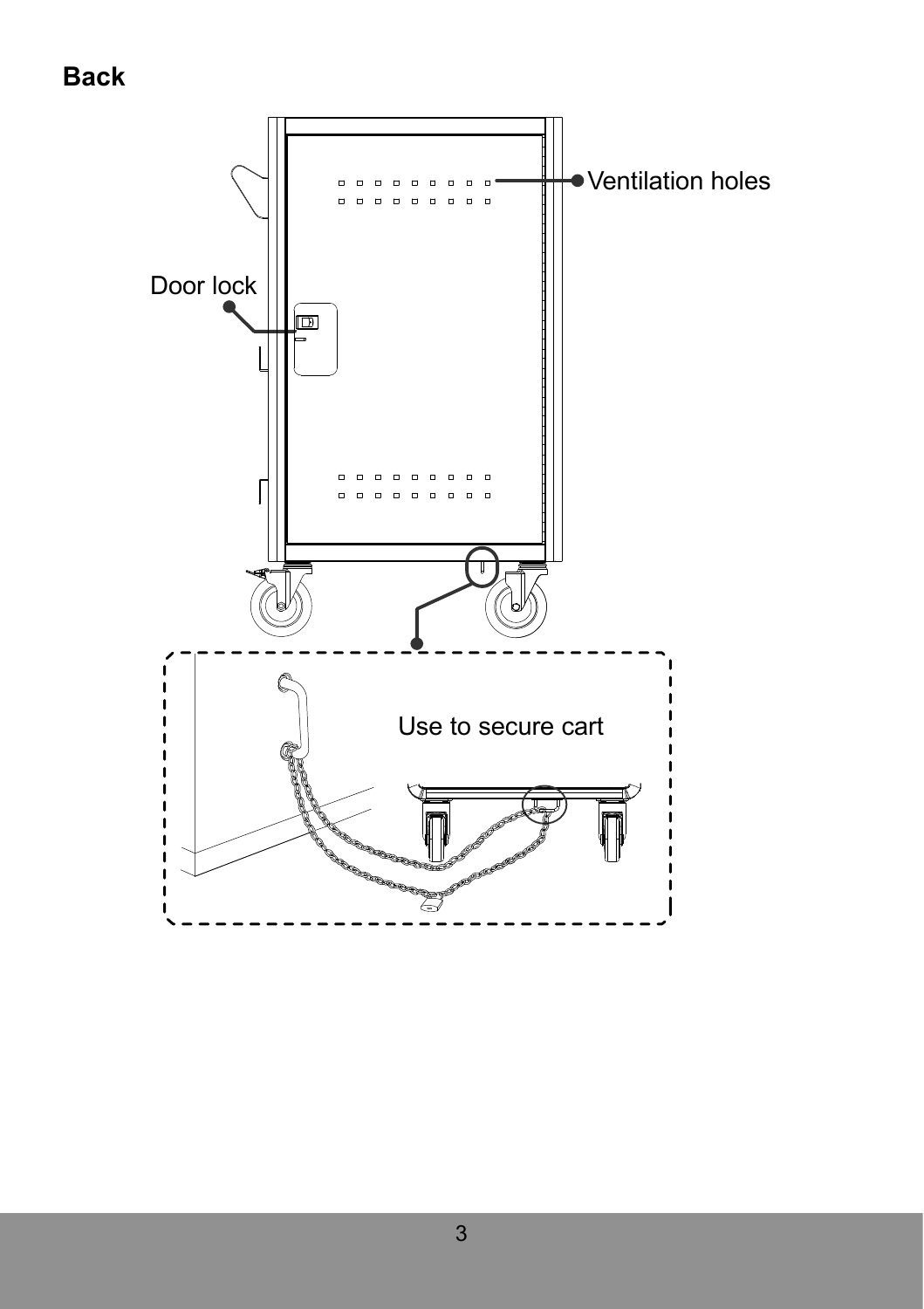**Back**

Ventilation holes

Door lock

Use to secure cart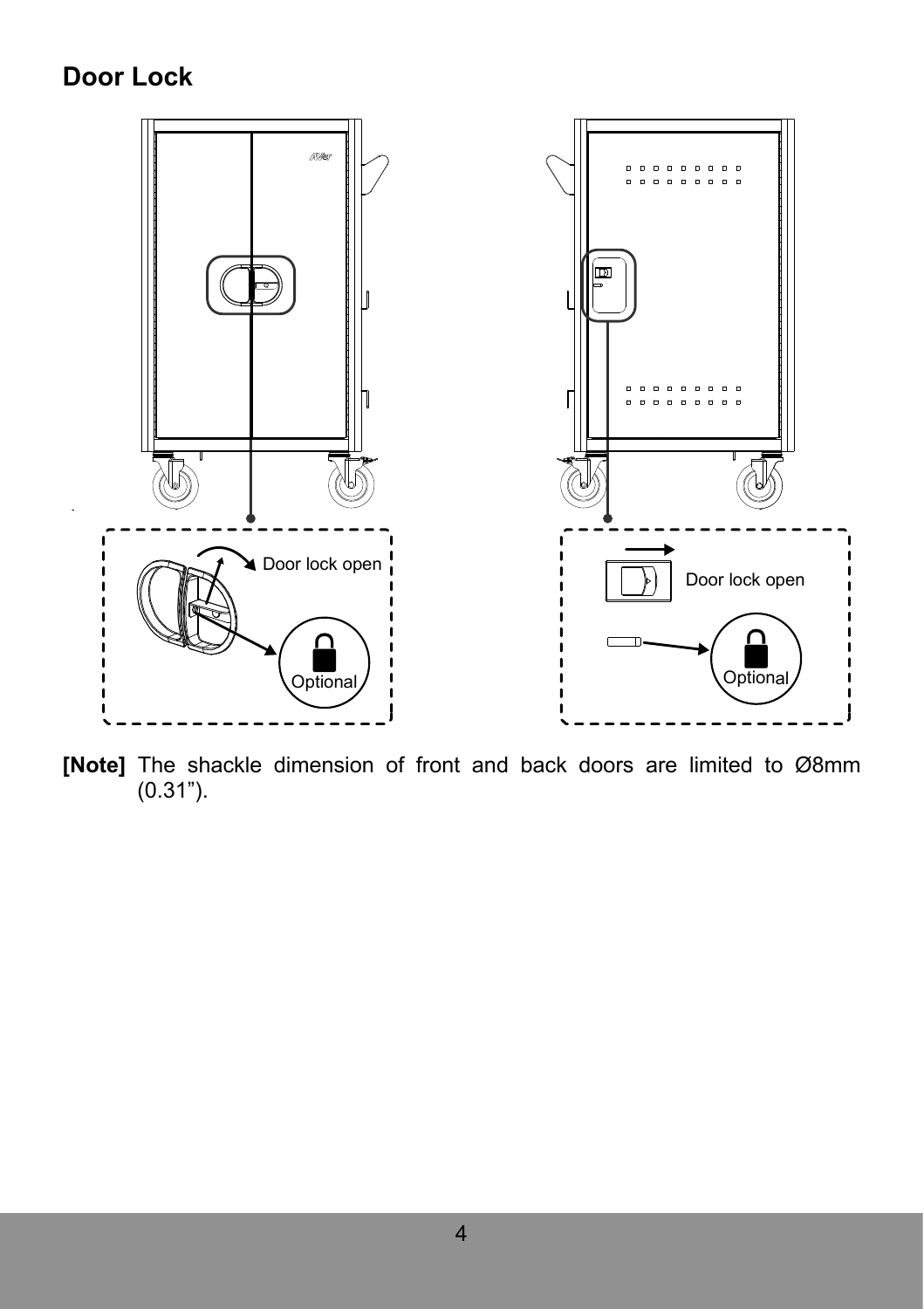## Door Lock

Door lock open

Optional

Door lock open

Optional

**[Note]** The shackle dimension of front and back doors are limited to Ø8mm (0.31”).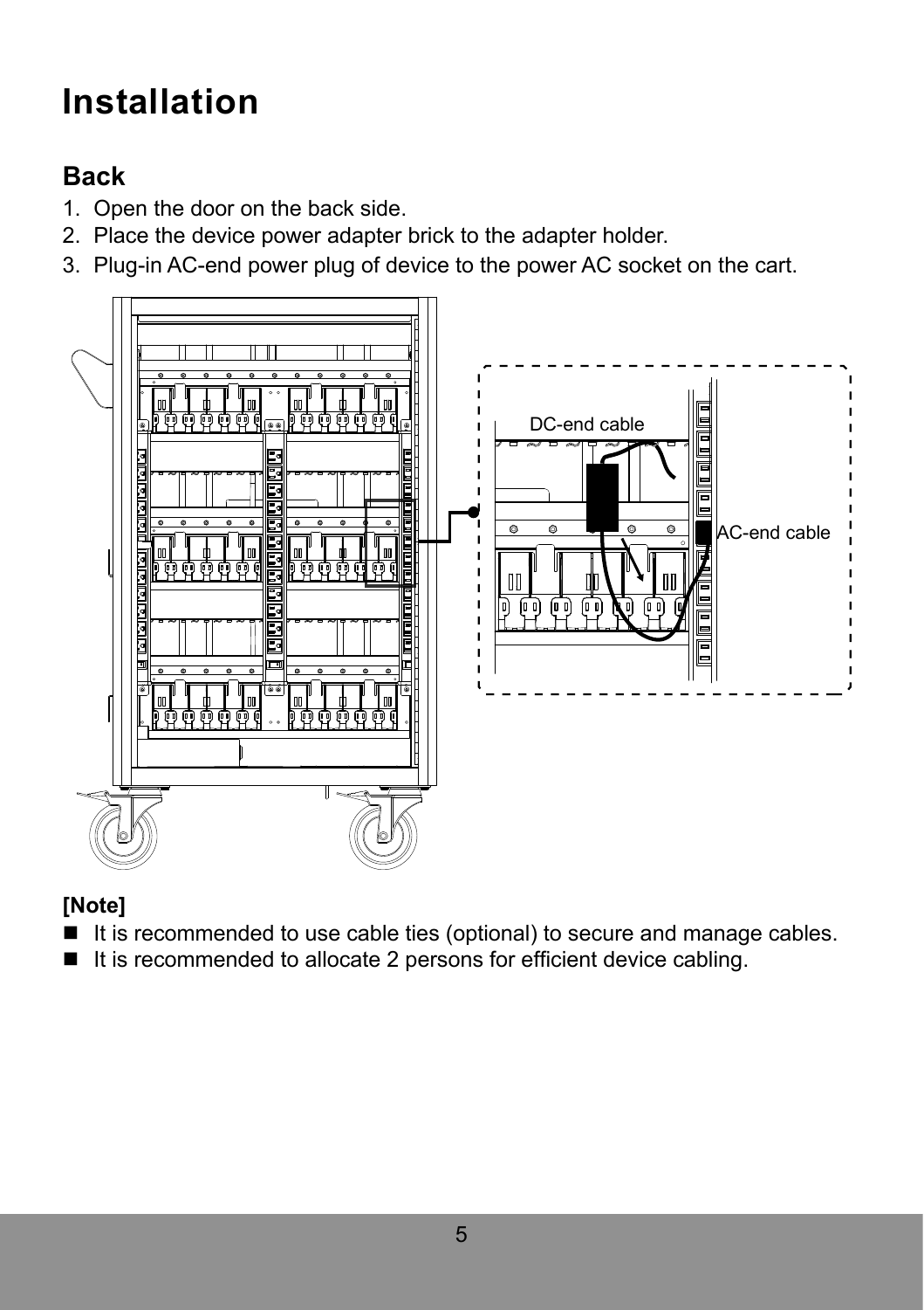# Installation

## Back

1. Open the door on the back side.
2. Place the device power adapter brick to the adapter holder.
3. Plug-in AC-end power plug of device to the power AC socket on the cart.

DC-end cable

AC-end cable

**[Note]**

- It is recommended to use cable ties (optional) to secure and manage cables.
- It is recommended to allocate 2 persons for efficient device cabling.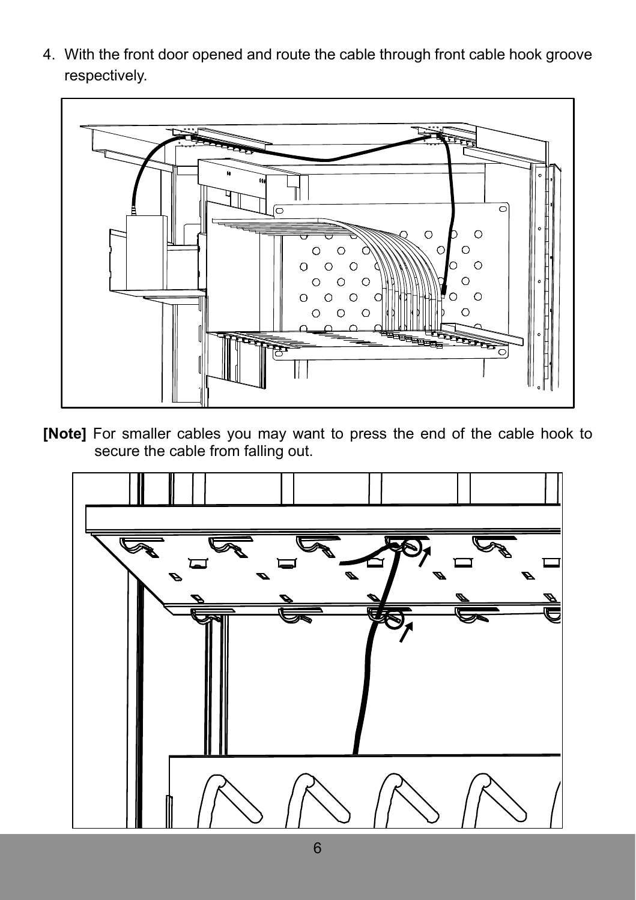4. With the front door opened and route the cable through front cable hook groove respectively.

**[Note]** For smaller cables you may want to press the end of the cable hook to secure the cable from falling out.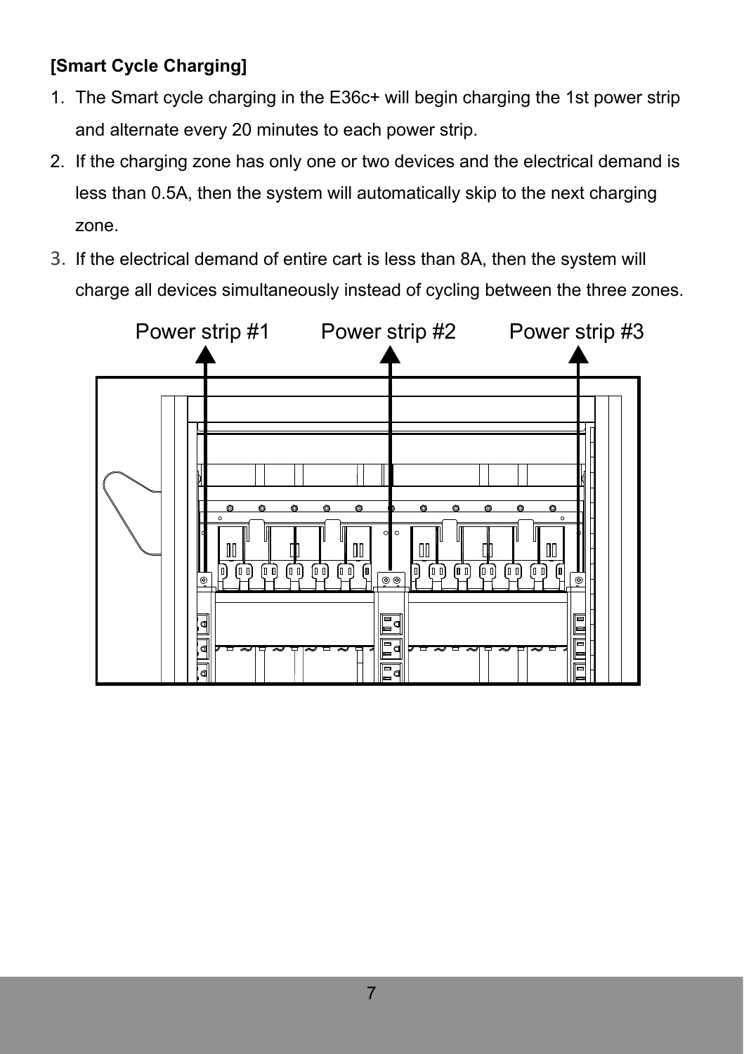**[Smart Cycle Charging]**

1. The Smart cycle charging in the E36c+ will begin charging the 1st power strip and alternate every 20 minutes to each power strip.
2. If the charging zone has only one or two devices and the electrical demand is less than 0.5A, then the system will automatically skip to the next charging zone.
3. If the electrical demand of entire cart is less than 8A, then the system will charge all devices simultaneously instead of cycling between the three zones.

Power strip #1 Power strip #2 Power strip #3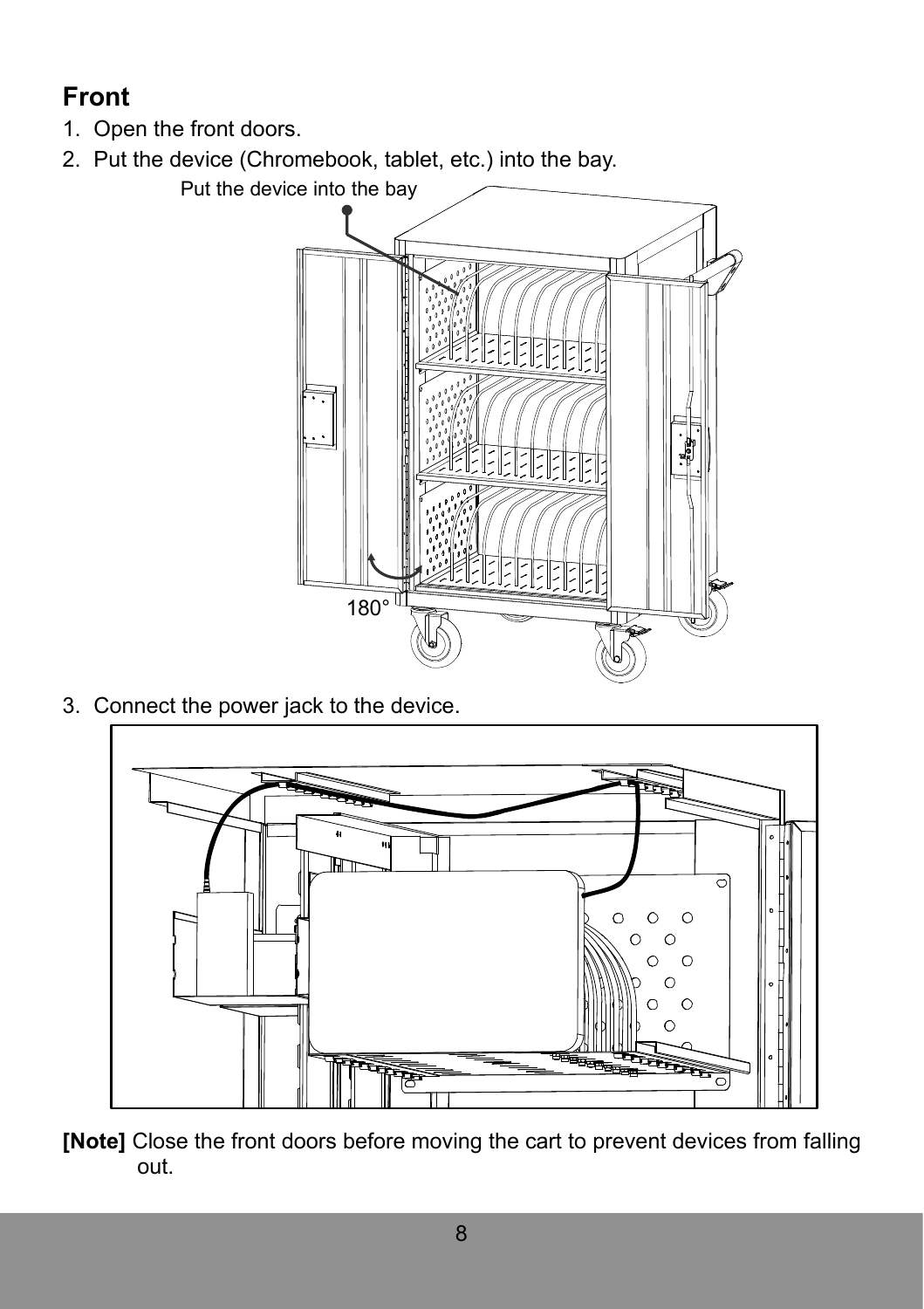## Front

1. Open the front doors.
2. Put the device (Chromebook, tablet, etc.) into the bay.

Put the device into the bay

180°

3. Connect the power jack to the device.

**[Note]** Close the front doors before moving the cart to prevent devices from falling out.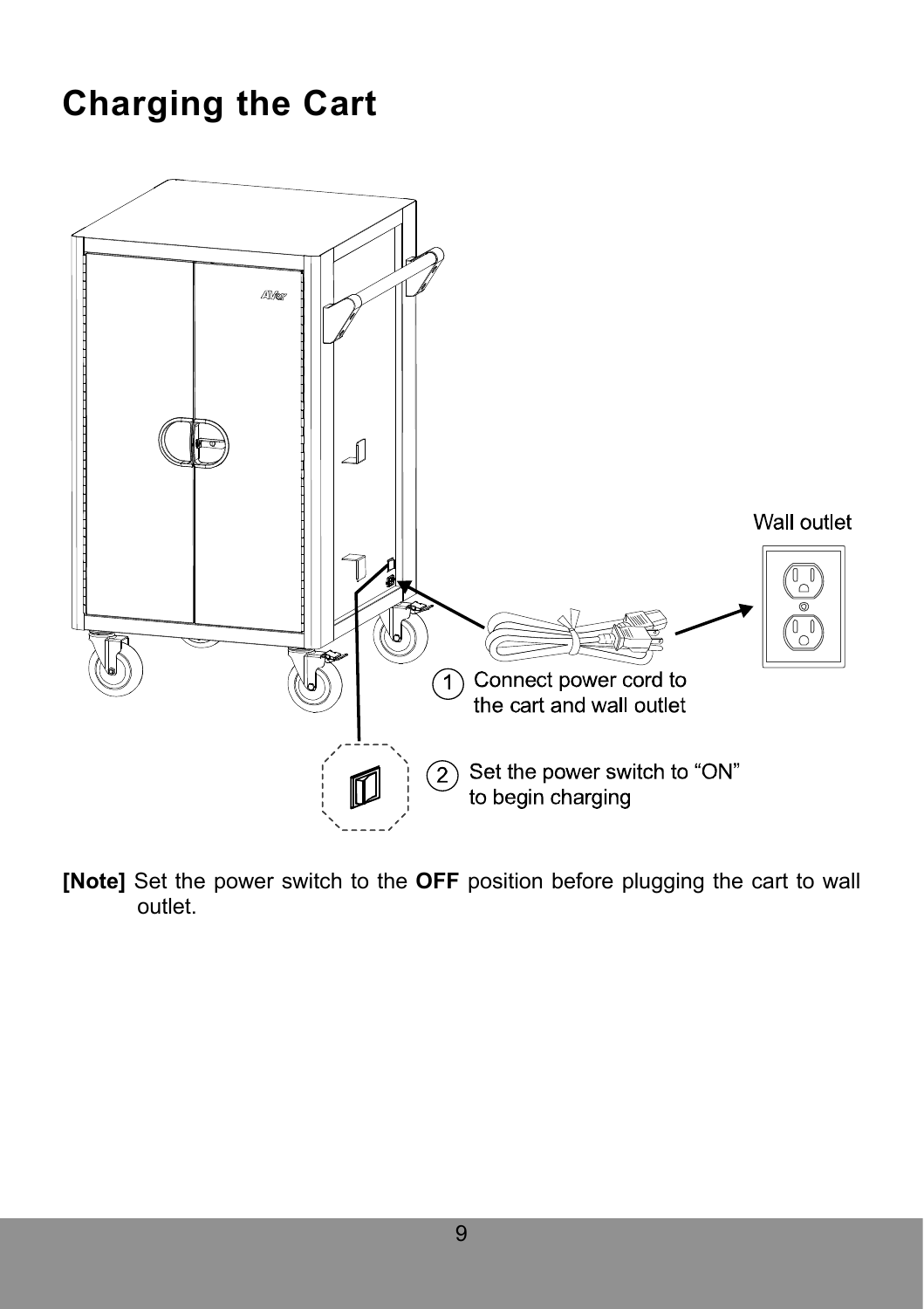# Charging the Cart

Wall outlet

1 Connect power cord to the cart and wall outlet

2 Set the power switch to "ON" to begin charging

**[Note]** Set the power switch to the **OFF** position before plugging the cart to wall outlet.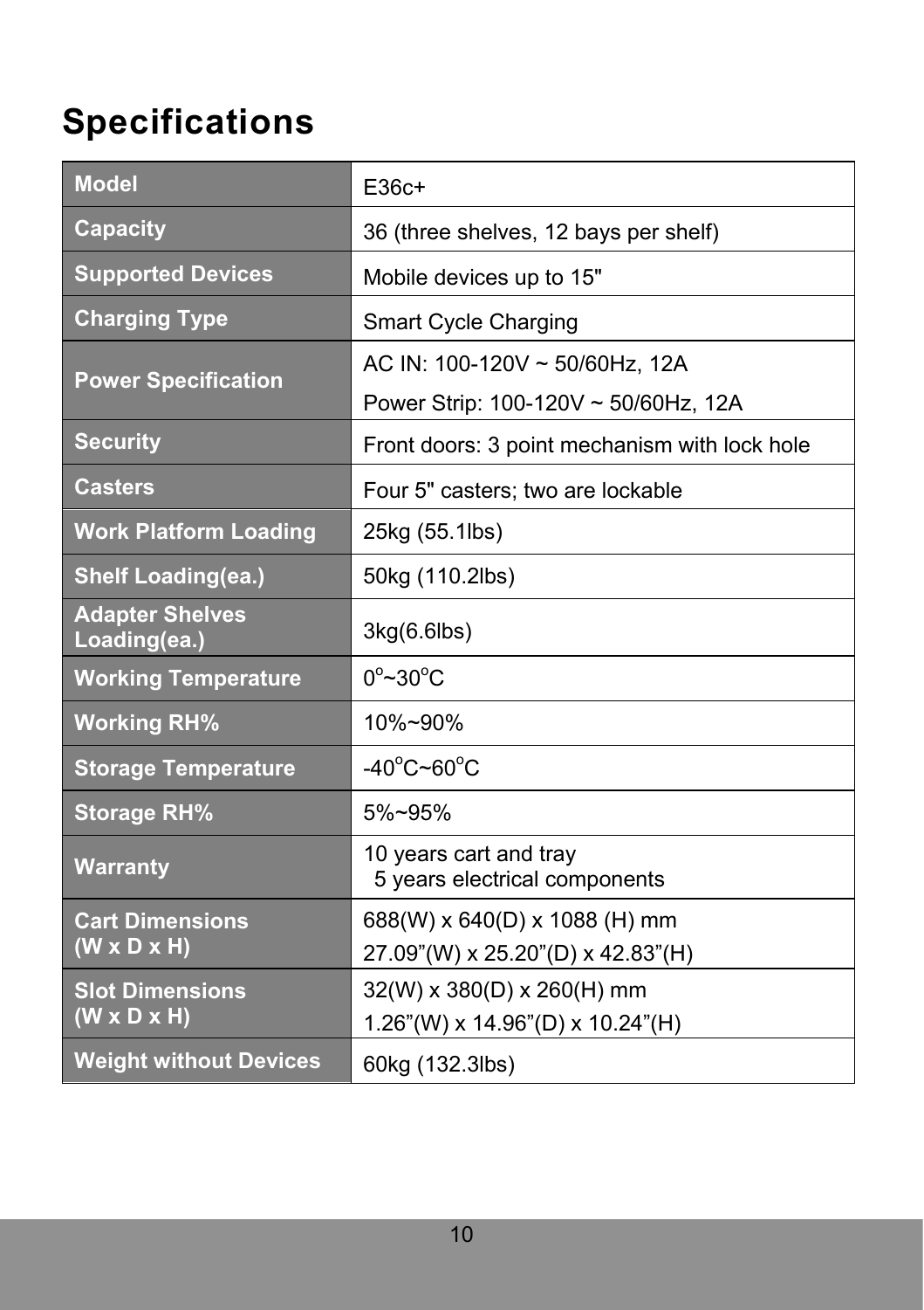# Specifications

| Model | E36c+ |
|---|---|
| Capacity | 36 (three shelves, 12 bays per shelf) |
| Supported Devices | Mobile devices up to 15" |
| Charging Type | Smart Cycle Charging |
| Power Specification | AC IN: 100-120V ~ 50/60Hz, 12A<br>Power Strip: 100-120V ~ 50/60Hz, 12A |
| Security | Front doors: 3 point mechanism with lock hole |
| Casters | Four 5" casters; two are lockable |
| Work Platform Loading | 25kg (55.1lbs) |
| Shelf Loading(ea.) | 50kg (110.2lbs) |
| Adapter Shelves Loading(ea.) | 3kg(6.6lbs) |
| Working Temperature | $0^{o}$~$30^{o}$C |
| Working RH% | 10%~90% |
| Storage Temperature | -$40^{o}$C~$60^{o}$C |
| Storage RH% | 5%~95% |
| Warranty | 10 years cart and tray<br>5 years electrical components |
| Cart Dimensions (W x D x H) | 688(W) x 640(D) x 1088 (H) mm<br>27.09"(W) x 25.20"(D) x 42.83"(H) |
| Slot Dimensions (W x D x H) | 32(W) x 380(D) x 260(H) mm<br>1.26"(W) x 14.96"(D) x 10.24"(H) |
| Weight without Devices | 60kg (132.3lbs) |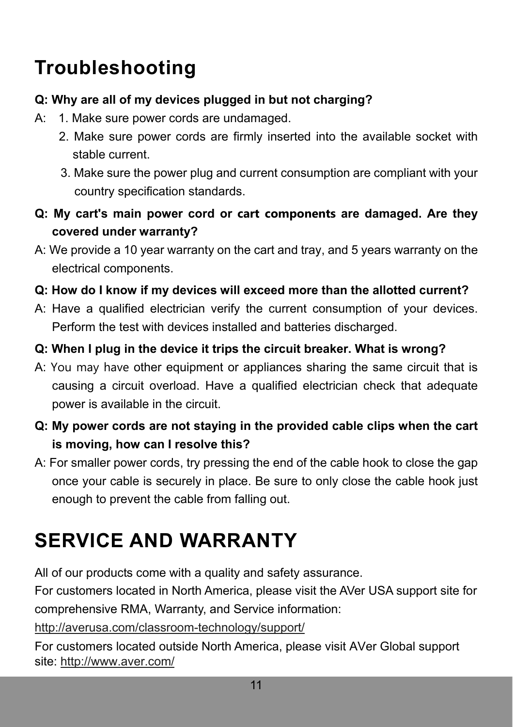# Troubleshooting

**Q: Why are all of my devices plugged in but not charging?**

A:
1. Make sure power cords are undamaged.
2. Make sure power cords are firmly inserted into the available socket with stable current.
3. Make sure the power plug and current consumption are compliant with your country specification standards.

**Q: My cart's main power cord or cart components are damaged. Are they covered under warranty?**

A: We provide a 10 year warranty on the cart and tray, and 5 years warranty on the electrical components.

**Q: How do I know if my devices will exceed more than the allotted current?**

A: Have a qualified electrician verify the current consumption of your devices. Perform the test with devices installed and batteries discharged.

**Q: When I plug in the device it trips the circuit breaker. What is wrong?**

A: You may have other equipment or appliances sharing the same circuit that is causing a circuit overload. Have a qualified electrician check that adequate power is available in the circuit.

**Q: My power cords are not staying in the provided cable clips when the cart is moving, how can I resolve this?**

A: For smaller power cords, try pressing the end of the cable hook to close the gap once your cable is securely in place. Be sure to only close the cable hook just enough to prevent the cable from falling out.

# SERVICE AND WARRANTY

All of our products come with a quality and safety assurance.

For customers located in North America, please visit the AVer USA support site for comprehensive RMA, Warranty, and Service information:

http://averusa.com/classroom-technology/support/

For customers located outside North America, please visit AVer Global support site: http://www.aver.com/